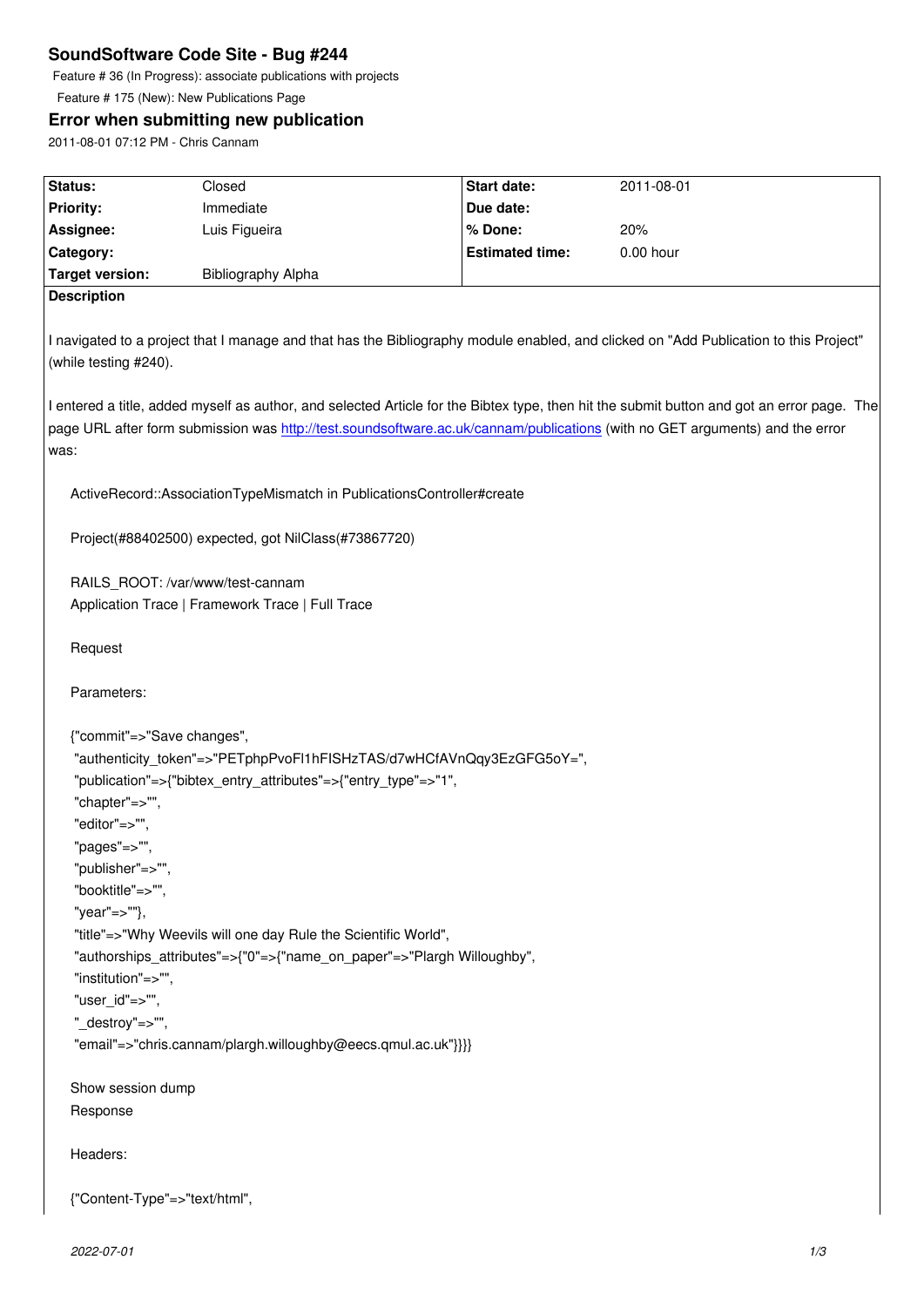# SoundSoftware Code Site - Bug #244

Feature # 36 (In Progress): associate publications with projects

Feature # 175 (New): New Publications Page

## Error when submitting new publication

2011-08-01 07:12 PM - Chris Cannam

| Status: | Closed | Start date: | 2011-08-01 |
|---|---|---|---|
| Priority: | Immediate | Due date: | |
| Assignee: | Luis Figueira | % Done: | 20% |
| Category: | | Estimated time: | 0.00 hour |
| Target version: | Bibliography Alpha | | |

**Description**

I navigated to a project that I manage and that has the Bibliography module enabled, and clicked on "Add Publication to this Project" (while testing #240).

I entered a title, added myself as author, and selected Article for the Bibtex type, then hit the submit button and got an error page. The page URL after form submission was http://test.soundsoftware.ac.uk/cannam/publications (with no GET arguments) and the error was:

```
ActiveRecord::AssociationTypeMismatch in PublicationsController#create

Project(#88402500) expected, got NilClass(#73867720)

RAILS_ROOT: /var/www/test-cannam
Application Trace | Framework Trace | Full Trace

Request

Parameters:

{"commit"=>"Save changes",
 "authenticity_token"=>"PETphpPvoFl1hFISHzTAS/d7wHCfAVnQqy3EzGFG5oY=",
 "publication"=>{"bibtex_entry_attributes"=>{"entry_type"=>"1",
 "chapter"=>"",
 "editor"=>"",
 "pages"=>"",
 "publisher"=>"",
 "booktitle"=>"",
 "year"=>""},
 "title"=>"Why Weevils will one day Rule the Scientific World",
 "authorships_attributes"=>{"0"=>{"name_on_paper"=>"Plargh Willoughby",
 "institution"=>"",
 "user_id"=>"",
 "_destroy"=>"",
 "email"=>"chris.cannam/plargh.willoughby@eecs.qmul.ac.uk"}}}}

Show session dump
Response

Headers:

{"Content-Type"=>"text/html",
```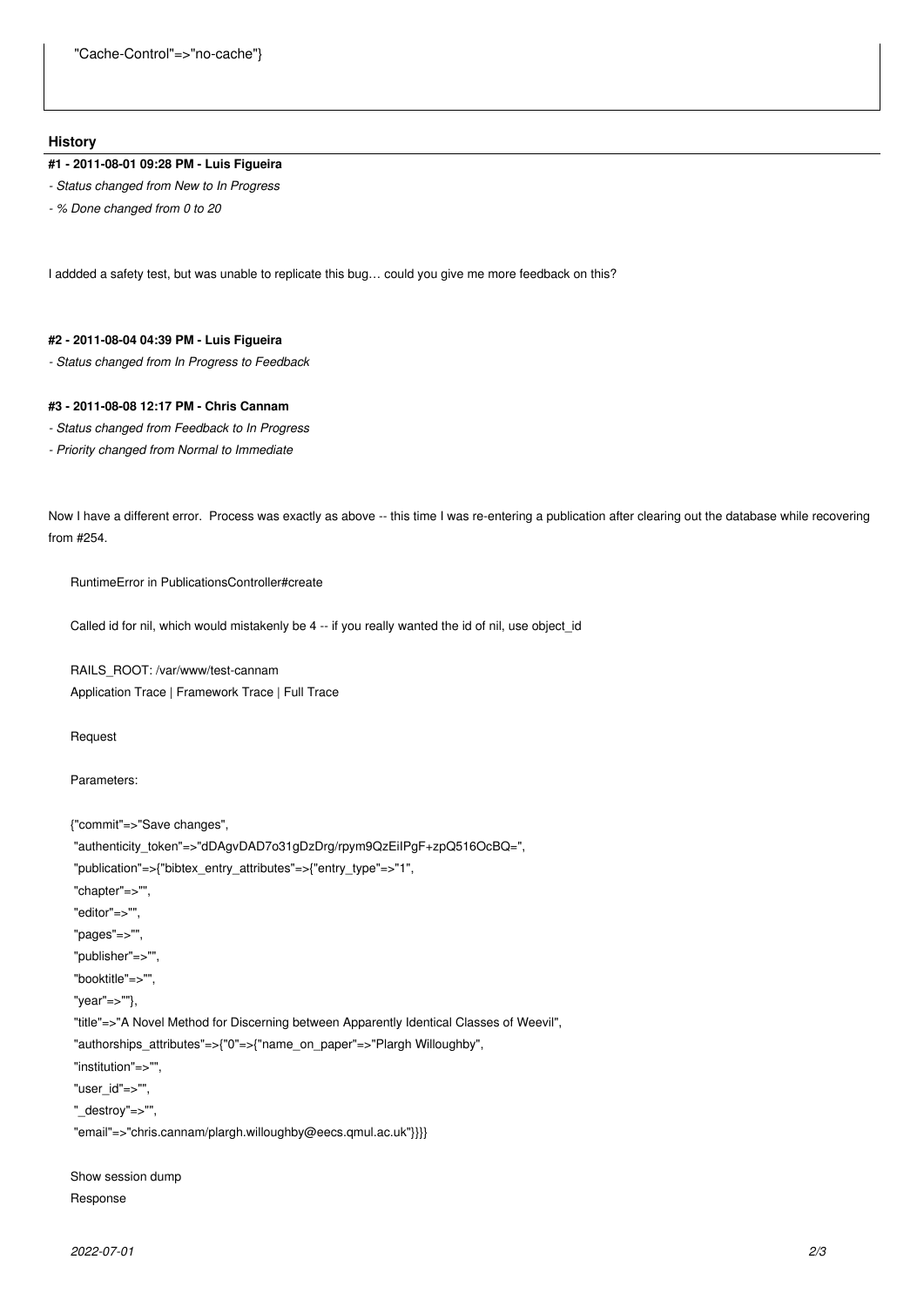```
"Cache-Control"=>"no-cache"}
```

## History

### #1 - 2011-08-01 09:28 PM - Luis Figueira

- *Status changed from New to In Progress*
- *% Done changed from 0 to 20*

I addded a safety test, but was unable to replicate this bug… could you give me more feedback on this?

### #2 - 2011-08-04 04:39 PM - Luis Figueira

- *Status changed from In Progress to Feedback*

### #3 - 2011-08-08 12:17 PM - Chris Cannam

- *Status changed from Feedback to In Progress*
- *Priority changed from Normal to Immediate*

Now I have a different error. Process was exactly as above -- this time I was re-entering a publication after clearing out the database while recovering from #254.

```
RuntimeError in PublicationsController#create

Called id for nil, which would mistakenly be 4 -- if you really wanted the id of nil, use object_id

RAILS_ROOT: /var/www/test-cannam
Application Trace | Framework Trace | Full Trace

Request

Parameters:

{"commit"=>"Save changes",
 "authenticity_token"=>"dDAgvDAD7o31gDzDrg/rpym9QzEiIPgF+zpQ516OcBQ=",
 "publication"=>{"bibtex_entry_attributes"=>{"entry_type"=>"1",
 "chapter"=>"",
 "editor"=>"",
 "pages"=>"",
 "publisher"=>"",
 "booktitle"=>"",
 "year"=>""},
 "title"=>"A Novel Method for Discerning between Apparently Identical Classes of Weevil",
 "authorships_attributes"=>{"0"=>{"name_on_paper"=>"Plargh Willoughby",
 "institution"=>"",
 "user_id"=>"",
 "_destroy"=>"",
 "email"=>"chris.cannam/plargh.willoughby@eecs.qmul.ac.uk"}}}}

Show session dump
Response
```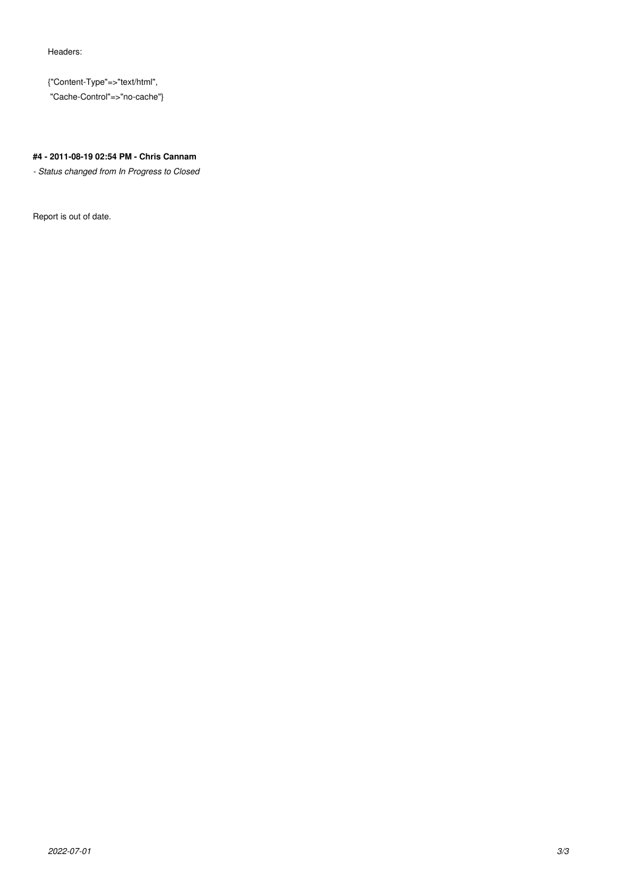Headers:

```
{"Content-Type"=>"text/html",
 "Cache-Control"=>"no-cache"}
```

**#4 - 2011-08-19 02:54 PM - Chris Cannam**

*- Status changed from In Progress to Closed*

Report is out of date.